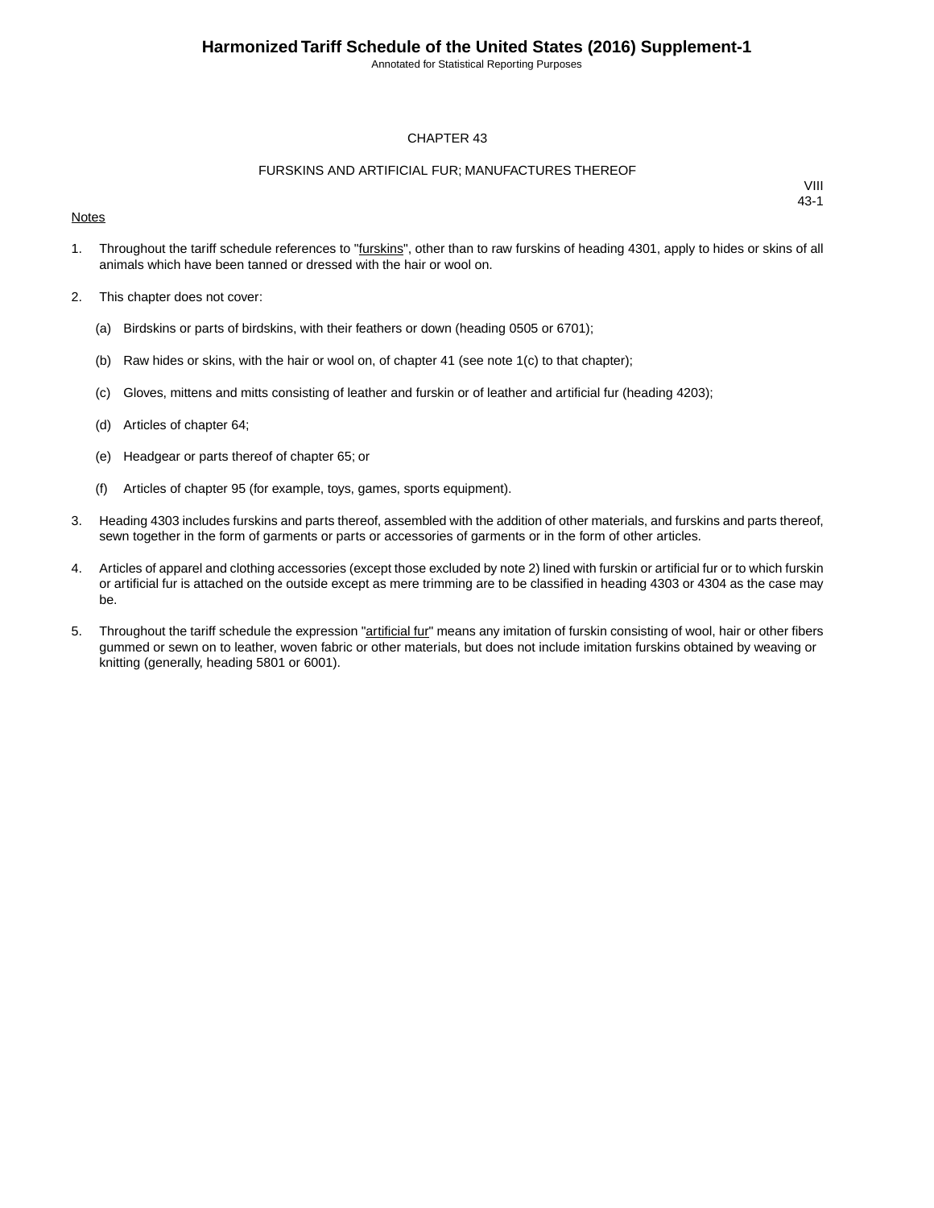# CHAPTER 43

## FURSKINS AND ARTIFICIAL FUR; MANUFACTURES THEREOF

VIII
43-1

Notes

1. Throughout the tariff schedule references to "furskins", other than to raw furskins of heading 4301, apply to hides or skins of all animals which have been tanned or dressed with the hair or wool on.

2. This chapter does not cover:

   (a) Birdskins or parts of birdskins, with their feathers or down (heading 0505 or 6701);

   (b) Raw hides or skins, with the hair or wool on, of chapter 41 (see note 1(c) to that chapter);

   (c) Gloves, mittens and mitts consisting of leather and furskin or of leather and artificial fur (heading 4203);

   (d) Articles of chapter 64;

   (e) Headgear or parts thereof of chapter 65; or

   (f) Articles of chapter 95 (for example, toys, games, sports equipment).

3. Heading 4303 includes furskins and parts thereof, assembled with the addition of other materials, and furskins and parts thereof, sewn together in the form of garments or parts or accessories of garments or in the form of other articles.

4. Articles of apparel and clothing accessories (except those excluded by note 2) lined with furskin or artificial fur or to which furskin or artificial fur is attached on the outside except as mere trimming are to be classified in heading 4303 or 4304 as the case may be.

5. Throughout the tariff schedule the expression "artificial fur" means any imitation of furskin consisting of wool, hair or other fibers gummed or sewn on to leather, woven fabric or other materials, but does not include imitation furskins obtained by weaving or knitting (generally, heading 5801 or 6001).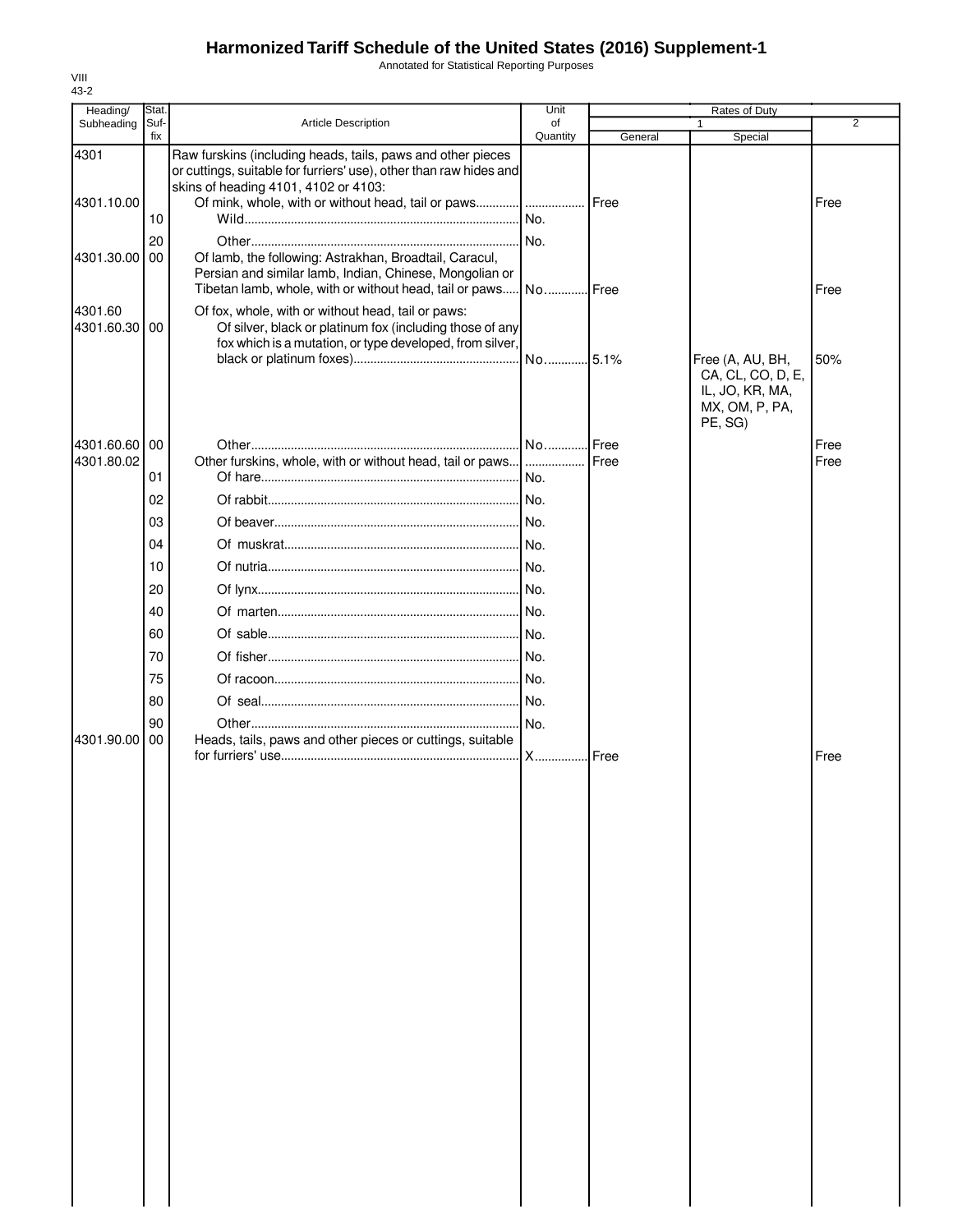# Harmonized Tariff Schedule of the United States (2016) Supplement-1

Annotated for Statistical Reporting Purposes

VIII
43-2

| Heading/ Subheading | Stat. Suf- fix | Article Description | Unit of Quantity | Rates of Duty | | |
|---|---|---|---|---|---|---|
| | | | | 1 | | 2 |
| | | | | General | Special | |
| 4301 | | Raw furskins (including heads, tails, paws and other pieces or cuttings, suitable for furriers' use), other than raw hides and skins of heading 4101, 4102 or 4103: | | | | |
| 4301.10.00 | | Of mink, whole, with or without head, tail or paws | | Free | | Free |
| | 10 | Wild | No. | | | |
| | 20 | Other | No. | | | |
| 4301.30.00 | 00 | Of lamb, the following: Astrakhan, Broadtail, Caracul, Persian and similar lamb, Indian, Chinese, Mongolian or Tibetan lamb, whole, with or without head, tail or paws | No. | Free | | Free |
| 4301.60 | | Of fox, whole, with or without head, tail or paws: | | | | |
| 4301.60.30 | 00 | Of silver, black or platinum fox (including those of any fox which is a mutation, or type developed, from silver, black or platinum foxes) | No. | 5.1% | Free (A, AU, BH, CA, CL, CO, D, E, IL, JO, KR, MA, MX, OM, P, PA, PE, SG) | 50% |
| 4301.60.60 | 00 | Other | No. | Free | | Free |
| 4301.80.02 | | Other furskins, whole, with or without head, tail or paws | | Free | | Free |
| | 01 | Of hare | No. | | | |
| | 02 | Of rabbit | No. | | | |
| | 03 | Of beaver | No. | | | |
| | 04 | Of muskrat | No. | | | |
| | 10 | Of nutria | No. | | | |
| | 20 | Of lynx | No. | | | |
| | 40 | Of marten | No. | | | |
| | 60 | Of sable | No. | | | |
| | 70 | Of fisher | No. | | | |
| | 75 | Of racoon | No. | | | |
| | 80 | Of seal | No. | | | |
| | 90 | Other | No. | | | |
| 4301.90.00 | 00 | Heads, tails, paws and other pieces or cuttings, suitable for furriers' use | X | Free | | Free |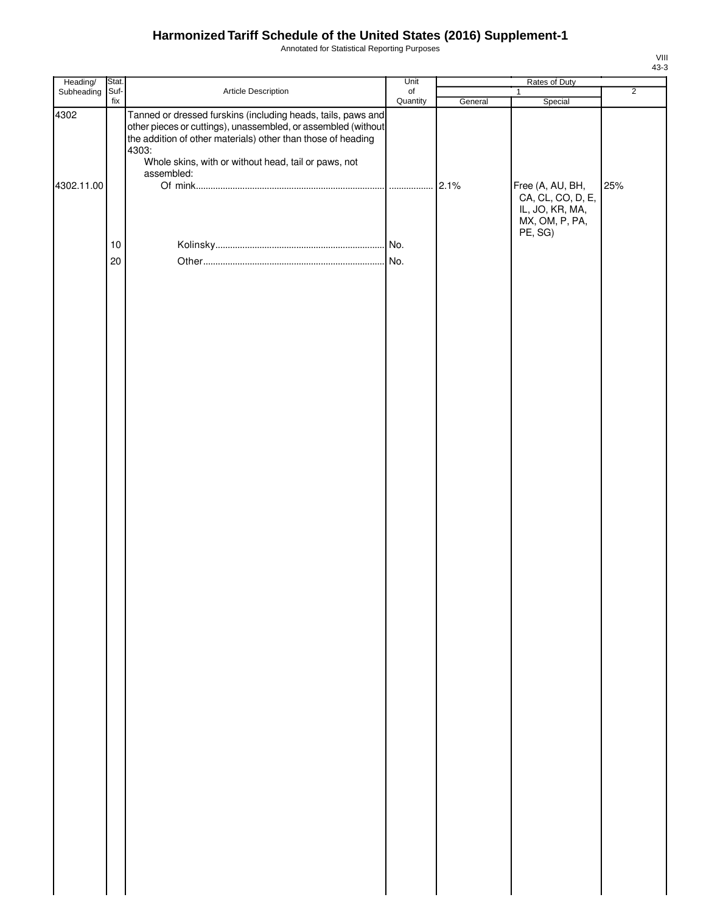# Harmonized Tariff Schedule of the United States (2016) Supplement-1

Annotated for Statistical Reporting Purposes

VIII
43-3

| Heading/ Subheading | Stat. Suf-fix | Article Description | Unit of Quantity | Rates of Duty 1 General | Rates of Duty 1 Special | Rates of Duty 2 |
|---|---|---|---|---|---|---|
| 4302 | | Tanned or dressed furskins (including heads, tails, paws and other pieces or cuttings), unassembled, or assembled (without the addition of other materials) other than those of heading 4303: | | | | |
| | | Whole skins, with or without head, tail or paws, not assembled: | | | | |
| 4302.11.00 | | Of mink | | 2.1% | Free (A, AU, BH, CA, CL, CO, D, E, IL, JO, KR, MA, MX, OM, P, PA, PE, SG) | 25% |
| | 10 | Kolinsky | No. | | | |
| | 20 | Other | No. | | | |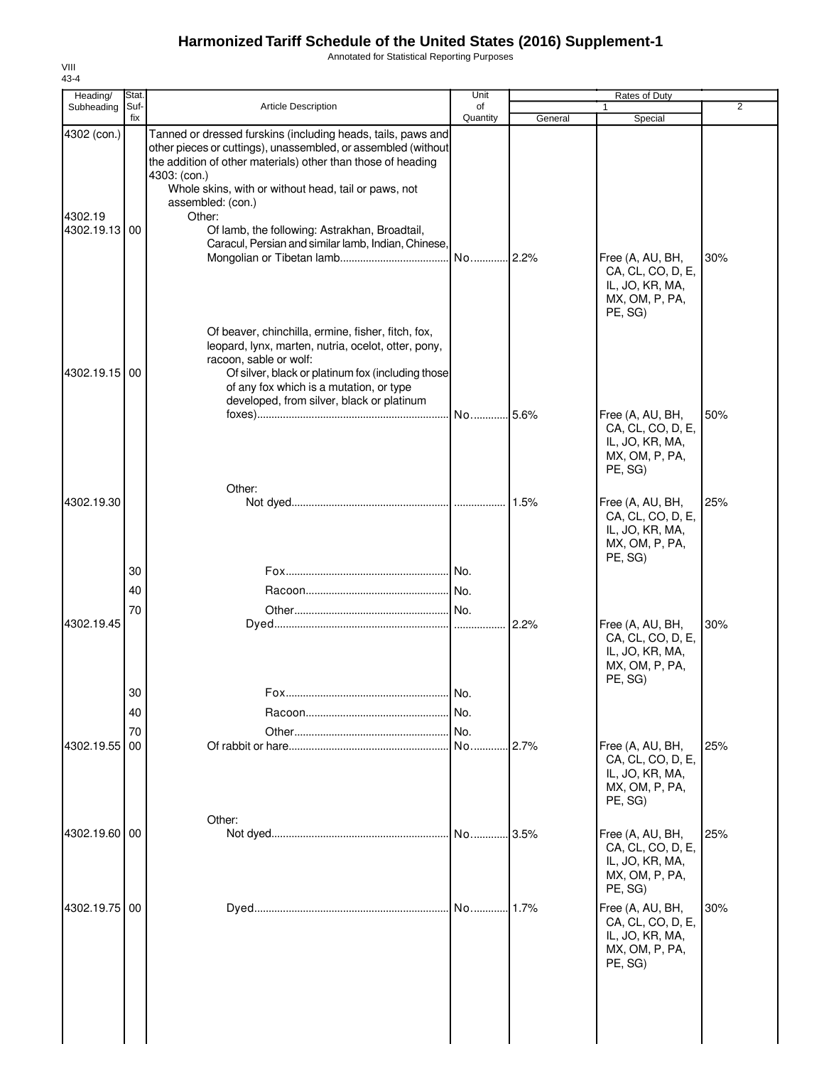# Harmonized Tariff Schedule of the United States (2016) Supplement-1

Annotated for Statistical Reporting Purposes

VIII
43-4

| Heading/ Subheading | Stat. Suf- fix | Article Description | Unit of Quantity | Rates of Duty 1 General | Special | 2 |
|---|---|---|---|---|---|---|
| 4302 (con.) | | Tanned or dressed furskins (including heads, tails, paws and other pieces or cuttings), unassembled, or assembled (without the addition of other materials) other than those of heading 4303: (con.) | | | | |
| | | Whole skins, with or without head, tail or paws, not assembled: (con.) | | | | |
| 4302.19 | | Other: | | | | |
| 4302.19.13 | 00 | Of lamb, the following: Astrakhan, Broadtail, Caracul, Persian and similar lamb, Indian, Chinese, Mongolian or Tibetan lamb | No. | 2.2% | Free (A, AU, BH, CA, CL, CO, D, E, IL, JO, KR, MA, MX, OM, P, PA, PE, SG) | 30% |
| | | Of beaver, chinchilla, ermine, fisher, fitch, fox, leopard, lynx, marten, nutria, ocelot, otter, pony, racoon, sable or wolf: | | | | |
| 4302.19.15 | 00 | Of silver, black or platinum fox (including those of any fox which is a mutation, or type developed, from silver, black or platinum foxes) | No. | 5.6% | Free (A, AU, BH, CA, CL, CO, D, E, IL, JO, KR, MA, MX, OM, P, PA, PE, SG) | 50% |
| | | Other: | | | | |
| 4302.19.30 | | Not dyed | | 1.5% | Free (A, AU, BH, CA, CL, CO, D, E, IL, JO, KR, MA, MX, OM, P, PA, PE, SG) | 25% |
| | 30 | Fox | No. | | | |
| | 40 | Racoon | No. | | | |
| | 70 | Other | No. | | | |
| 4302.19.45 | | Dyed | | 2.2% | Free (A, AU, BH, CA, CL, CO, D, E, IL, JO, KR, MA, MX, OM, P, PA, PE, SG) | 30% |
| | 30 | Fox | No. | | | |
| | 40 | Racoon | No. | | | |
| | 70 | Other | No. | | | |
| 4302.19.55 | 00 | Of rabbit or hare | No. | 2.7% | Free (A, AU, BH, CA, CL, CO, D, E, IL, JO, KR, MA, MX, OM, P, PA, PE, SG) | 25% |
| | | Other: | | | | |
| 4302.19.60 | 00 | Not dyed | No. | 3.5% | Free (A, AU, BH, CA, CL, CO, D, E, IL, JO, KR, MA, MX, OM, P, PA, PE, SG) | 25% |
| 4302.19.75 | 00 | Dyed | No. | 1.7% | Free (A, AU, BH, CA, CL, CO, D, E, IL, JO, KR, MA, MX, OM, P, PA, PE, SG) | 30% |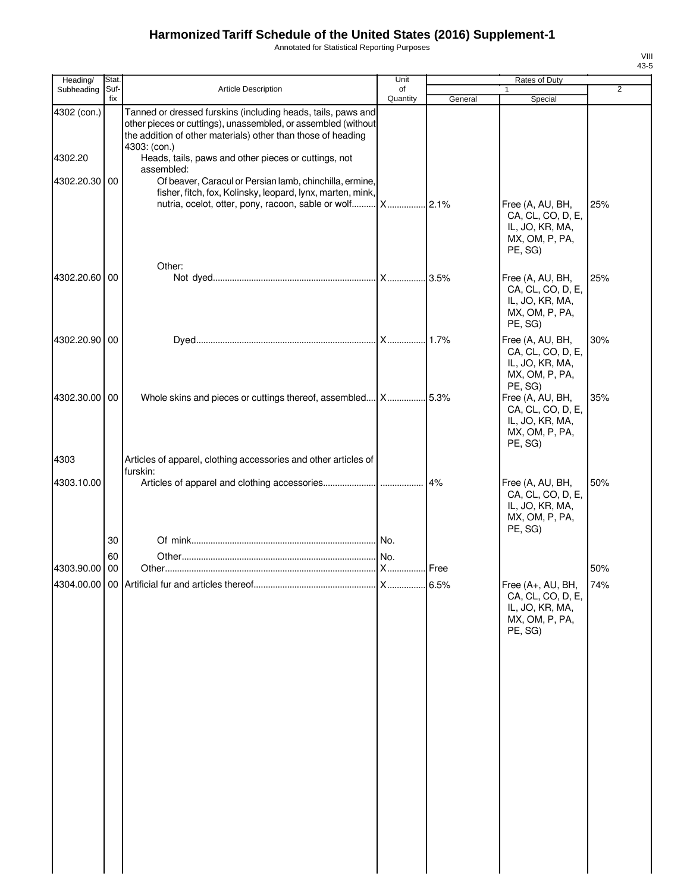# Harmonized Tariff Schedule of the United States (2016) Supplement-1

Annotated for Statistical Reporting Purposes

VIII
43-5

| Heading/ Subheading | Stat. Suf- fix | Article Description | Unit of Quantity | Rates of Duty 1 General | Special | 2 |
|---|---|---|---|---|---|---|
| 4302 (con.) | | Tanned or dressed furskins (including heads, tails, paws and other pieces or cuttings), unassembled, or assembled (without the addition of other materials) other than those of heading 4303: (con.) | | | | |
| 4302.20 | | Heads, tails, paws and other pieces or cuttings, not assembled: | | | | |
| 4302.20.30 | 00 | Of beaver, Caracul or Persian lamb, chinchilla, ermine, fisher, fitch, fox, Kolinsky, leopard, lynx, marten, mink, nutria, ocelot, otter, pony, racoon, sable or wolf | X | 2.1% | Free (A, AU, BH, CA, CL, CO, D, E, IL, JO, KR, MA, MX, OM, P, PA, PE, SG) | 25% |
| | | Other: | | | | |
| 4302.20.60 | 00 | Not dyed | X | 3.5% | Free (A, AU, BH, CA, CL, CO, D, E, IL, JO, KR, MA, MX, OM, P, PA, PE, SG) | 25% |
| 4302.20.90 | 00 | Dyed | X | 1.7% | Free (A, AU, BH, CA, CL, CO, D, E, IL, JO, KR, MA, MX, OM, P, PA, PE, SG) | 30% |
| 4302.30.00 | 00 | Whole skins and pieces or cuttings thereof, assembled | X | 5.3% | Free (A, AU, BH, CA, CL, CO, D, E, IL, JO, KR, MA, MX, OM, P, PA, PE, SG) | 35% |
| 4303 | | Articles of apparel, clothing accessories and other articles of furskin: | | | | |
| 4303.10.00 | | Articles of apparel and clothing accessories | | 4% | Free (A, AU, BH, CA, CL, CO, D, E, IL, JO, KR, MA, MX, OM, P, PA, PE, SG) | 50% |
| | 30 | Of mink | No. | | | |
| | 60 | Other | No. | | | |
| 4303.90.00 | 00 | Other | X | Free | | 50% |
| 4304.00.00 | 00 | Artificial fur and articles thereof | X | 6.5% | Free (A+, AU, BH, CA, CL, CO, D, E, IL, JO, KR, MA, MX, OM, P, PA, PE, SG) | 74% |